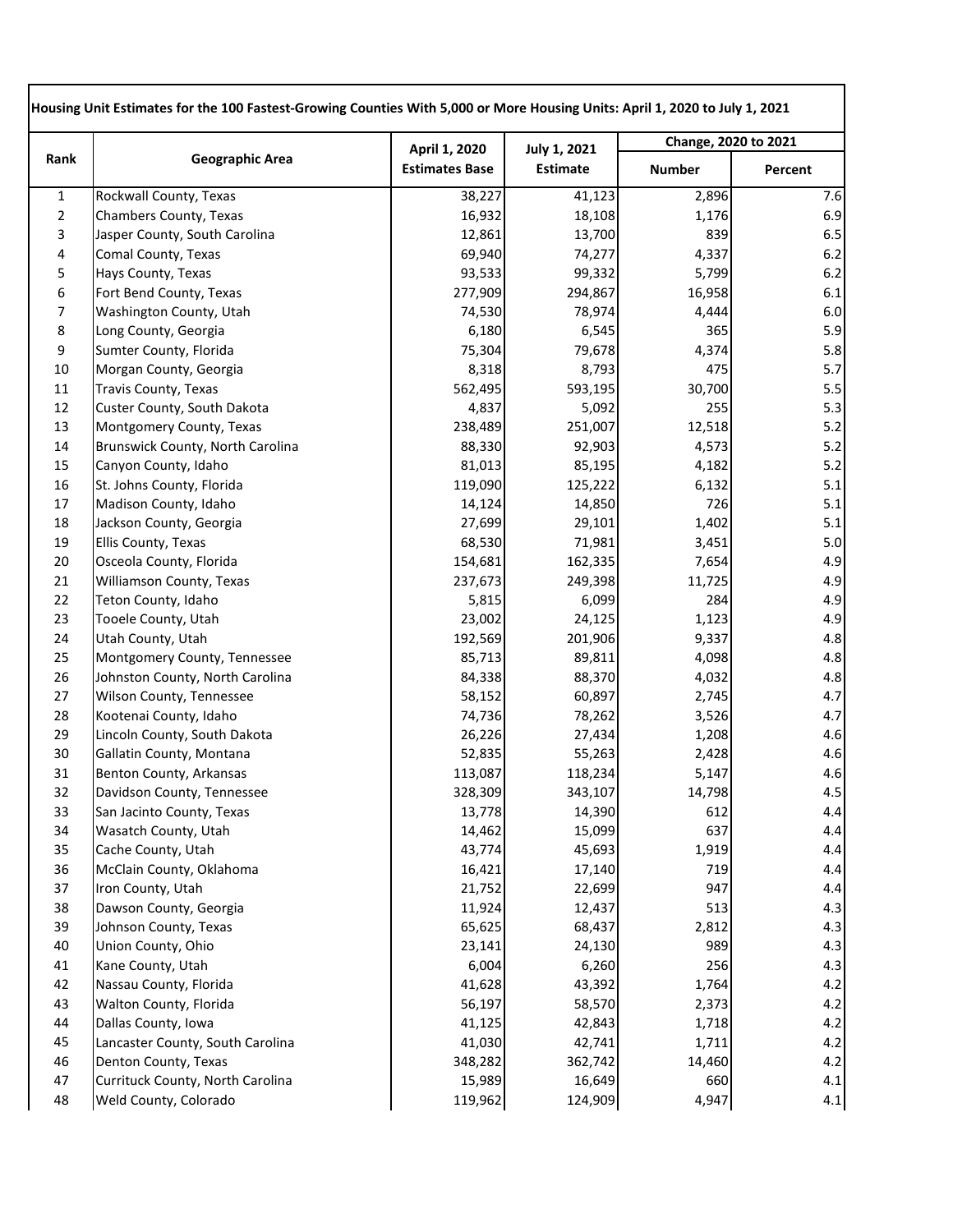**Housing Unit Estimates for the 100 Fastest-Growing Counties With 5,000 or More Housing Units: April 1, 2020 to July 1, 2021**

| Rank | Geographic Area | April 1, 2020 Estimates Base | July 1, 2021 Estimate | Change, 2020 to 2021 | |
|---|---|---|---|---|---|
| | | | | Number | Percent |
| 1 | Rockwall County, Texas | 38,227 | 41,123 | 2,896 | 7.6 |
| 2 | Chambers County, Texas | 16,932 | 18,108 | 1,176 | 6.9 |
| 3 | Jasper County, South Carolina | 12,861 | 13,700 | 839 | 6.5 |
| 4 | Comal County, Texas | 69,940 | 74,277 | 4,337 | 6.2 |
| 5 | Hays County, Texas | 93,533 | 99,332 | 5,799 | 6.2 |
| 6 | Fort Bend County, Texas | 277,909 | 294,867 | 16,958 | 6.1 |
| 7 | Washington County, Utah | 74,530 | 78,974 | 4,444 | 6.0 |
| 8 | Long County, Georgia | 6,180 | 6,545 | 365 | 5.9 |
| 9 | Sumter County, Florida | 75,304 | 79,678 | 4,374 | 5.8 |
| 10 | Morgan County, Georgia | 8,318 | 8,793 | 475 | 5.7 |
| 11 | Travis County, Texas | 562,495 | 593,195 | 30,700 | 5.5 |
| 12 | Custer County, South Dakota | 4,837 | 5,092 | 255 | 5.3 |
| 13 | Montgomery County, Texas | 238,489 | 251,007 | 12,518 | 5.2 |
| 14 | Brunswick County, North Carolina | 88,330 | 92,903 | 4,573 | 5.2 |
| 15 | Canyon County, Idaho | 81,013 | 85,195 | 4,182 | 5.2 |
| 16 | St. Johns County, Florida | 119,090 | 125,222 | 6,132 | 5.1 |
| 17 | Madison County, Idaho | 14,124 | 14,850 | 726 | 5.1 |
| 18 | Jackson County, Georgia | 27,699 | 29,101 | 1,402 | 5.1 |
| 19 | Ellis County, Texas | 68,530 | 71,981 | 3,451 | 5.0 |
| 20 | Osceola County, Florida | 154,681 | 162,335 | 7,654 | 4.9 |
| 21 | Williamson County, Texas | 237,673 | 249,398 | 11,725 | 4.9 |
| 22 | Teton County, Idaho | 5,815 | 6,099 | 284 | 4.9 |
| 23 | Tooele County, Utah | 23,002 | 24,125 | 1,123 | 4.9 |
| 24 | Utah County, Utah | 192,569 | 201,906 | 9,337 | 4.8 |
| 25 | Montgomery County, Tennessee | 85,713 | 89,811 | 4,098 | 4.8 |
| 26 | Johnston County, North Carolina | 84,338 | 88,370 | 4,032 | 4.8 |
| 27 | Wilson County, Tennessee | 58,152 | 60,897 | 2,745 | 4.7 |
| 28 | Kootenai County, Idaho | 74,736 | 78,262 | 3,526 | 4.7 |
| 29 | Lincoln County, South Dakota | 26,226 | 27,434 | 1,208 | 4.6 |
| 30 | Gallatin County, Montana | 52,835 | 55,263 | 2,428 | 4.6 |
| 31 | Benton County, Arkansas | 113,087 | 118,234 | 5,147 | 4.6 |
| 32 | Davidson County, Tennessee | 328,309 | 343,107 | 14,798 | 4.5 |
| 33 | San Jacinto County, Texas | 13,778 | 14,390 | 612 | 4.4 |
| 34 | Wasatch County, Utah | 14,462 | 15,099 | 637 | 4.4 |
| 35 | Cache County, Utah | 43,774 | 45,693 | 1,919 | 4.4 |
| 36 | McClain County, Oklahoma | 16,421 | 17,140 | 719 | 4.4 |
| 37 | Iron County, Utah | 21,752 | 22,699 | 947 | 4.4 |
| 38 | Dawson County, Georgia | 11,924 | 12,437 | 513 | 4.3 |
| 39 | Johnson County, Texas | 65,625 | 68,437 | 2,812 | 4.3 |
| 40 | Union County, Ohio | 23,141 | 24,130 | 989 | 4.3 |
| 41 | Kane County, Utah | 6,004 | 6,260 | 256 | 4.3 |
| 42 | Nassau County, Florida | 41,628 | 43,392 | 1,764 | 4.2 |
| 43 | Walton County, Florida | 56,197 | 58,570 | 2,373 | 4.2 |
| 44 | Dallas County, Iowa | 41,125 | 42,843 | 1,718 | 4.2 |
| 45 | Lancaster County, South Carolina | 41,030 | 42,741 | 1,711 | 4.2 |
| 46 | Denton County, Texas | 348,282 | 362,742 | 14,460 | 4.2 |
| 47 | Currituck County, North Carolina | 15,989 | 16,649 | 660 | 4.1 |
| 48 | Weld County, Colorado | 119,962 | 124,909 | 4,947 | 4.1 |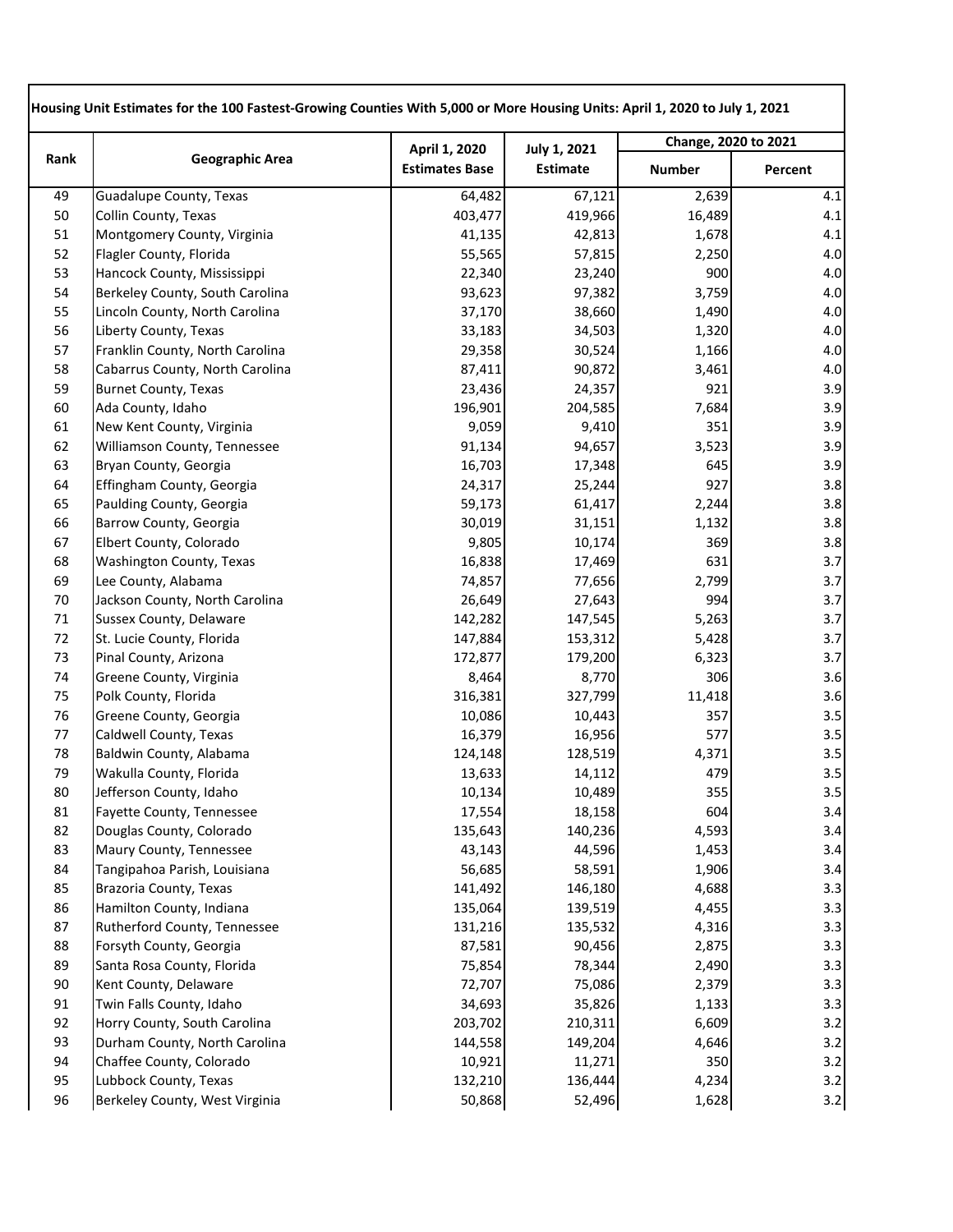| Housing Unit Estimates for the 100 Fastest-Growing Counties With 5,000 or More Housing Units: April 1, 2020 to July 1, 2021 | | | | | |
|---|---|---|---|---|---|
| Rank | Geographic Area | April 1, 2020 Estimates Base | July 1, 2021 Estimate | Change, 2020 to 2021 | |
| | | | | Number | Percent |
| 49 | Guadalupe County, Texas | 64,482 | 67,121 | 2,639 | 4.1 |
| 50 | Collin County, Texas | 403,477 | 419,966 | 16,489 | 4.1 |
| 51 | Montgomery County, Virginia | 41,135 | 42,813 | 1,678 | 4.1 |
| 52 | Flagler County, Florida | 55,565 | 57,815 | 2,250 | 4.0 |
| 53 | Hancock County, Mississippi | 22,340 | 23,240 | 900 | 4.0 |
| 54 | Berkeley County, South Carolina | 93,623 | 97,382 | 3,759 | 4.0 |
| 55 | Lincoln County, North Carolina | 37,170 | 38,660 | 1,490 | 4.0 |
| 56 | Liberty County, Texas | 33,183 | 34,503 | 1,320 | 4.0 |
| 57 | Franklin County, North Carolina | 29,358 | 30,524 | 1,166 | 4.0 |
| 58 | Cabarrus County, North Carolina | 87,411 | 90,872 | 3,461 | 4.0 |
| 59 | Burnet County, Texas | 23,436 | 24,357 | 921 | 3.9 |
| 60 | Ada County, Idaho | 196,901 | 204,585 | 7,684 | 3.9 |
| 61 | New Kent County, Virginia | 9,059 | 9,410 | 351 | 3.9 |
| 62 | Williamson County, Tennessee | 91,134 | 94,657 | 3,523 | 3.9 |
| 63 | Bryan County, Georgia | 16,703 | 17,348 | 645 | 3.9 |
| 64 | Effingham County, Georgia | 24,317 | 25,244 | 927 | 3.8 |
| 65 | Paulding County, Georgia | 59,173 | 61,417 | 2,244 | 3.8 |
| 66 | Barrow County, Georgia | 30,019 | 31,151 | 1,132 | 3.8 |
| 67 | Elbert County, Colorado | 9,805 | 10,174 | 369 | 3.8 |
| 68 | Washington County, Texas | 16,838 | 17,469 | 631 | 3.7 |
| 69 | Lee County, Alabama | 74,857 | 77,656 | 2,799 | 3.7 |
| 70 | Jackson County, North Carolina | 26,649 | 27,643 | 994 | 3.7 |
| 71 | Sussex County, Delaware | 142,282 | 147,545 | 5,263 | 3.7 |
| 72 | St. Lucie County, Florida | 147,884 | 153,312 | 5,428 | 3.7 |
| 73 | Pinal County, Arizona | 172,877 | 179,200 | 6,323 | 3.7 |
| 74 | Greene County, Virginia | 8,464 | 8,770 | 306 | 3.6 |
| 75 | Polk County, Florida | 316,381 | 327,799 | 11,418 | 3.6 |
| 76 | Greene County, Georgia | 10,086 | 10,443 | 357 | 3.5 |
| 77 | Caldwell County, Texas | 16,379 | 16,956 | 577 | 3.5 |
| 78 | Baldwin County, Alabama | 124,148 | 128,519 | 4,371 | 3.5 |
| 79 | Wakulla County, Florida | 13,633 | 14,112 | 479 | 3.5 |
| 80 | Jefferson County, Idaho | 10,134 | 10,489 | 355 | 3.5 |
| 81 | Fayette County, Tennessee | 17,554 | 18,158 | 604 | 3.4 |
| 82 | Douglas County, Colorado | 135,643 | 140,236 | 4,593 | 3.4 |
| 83 | Maury County, Tennessee | 43,143 | 44,596 | 1,453 | 3.4 |
| 84 | Tangipahoa Parish, Louisiana | 56,685 | 58,591 | 1,906 | 3.4 |
| 85 | Brazoria County, Texas | 141,492 | 146,180 | 4,688 | 3.3 |
| 86 | Hamilton County, Indiana | 135,064 | 139,519 | 4,455 | 3.3 |
| 87 | Rutherford County, Tennessee | 131,216 | 135,532 | 4,316 | 3.3 |
| 88 | Forsyth County, Georgia | 87,581 | 90,456 | 2,875 | 3.3 |
| 89 | Santa Rosa County, Florida | 75,854 | 78,344 | 2,490 | 3.3 |
| 90 | Kent County, Delaware | 72,707 | 75,086 | 2,379 | 3.3 |
| 91 | Twin Falls County, Idaho | 34,693 | 35,826 | 1,133 | 3.3 |
| 92 | Horry County, South Carolina | 203,702 | 210,311 | 6,609 | 3.2 |
| 93 | Durham County, North Carolina | 144,558 | 149,204 | 4,646 | 3.2 |
| 94 | Chaffee County, Colorado | 10,921 | 11,271 | 350 | 3.2 |
| 95 | Lubbock County, Texas | 132,210 | 136,444 | 4,234 | 3.2 |
| 96 | Berkeley County, West Virginia | 50,868 | 52,496 | 1,628 | 3.2 |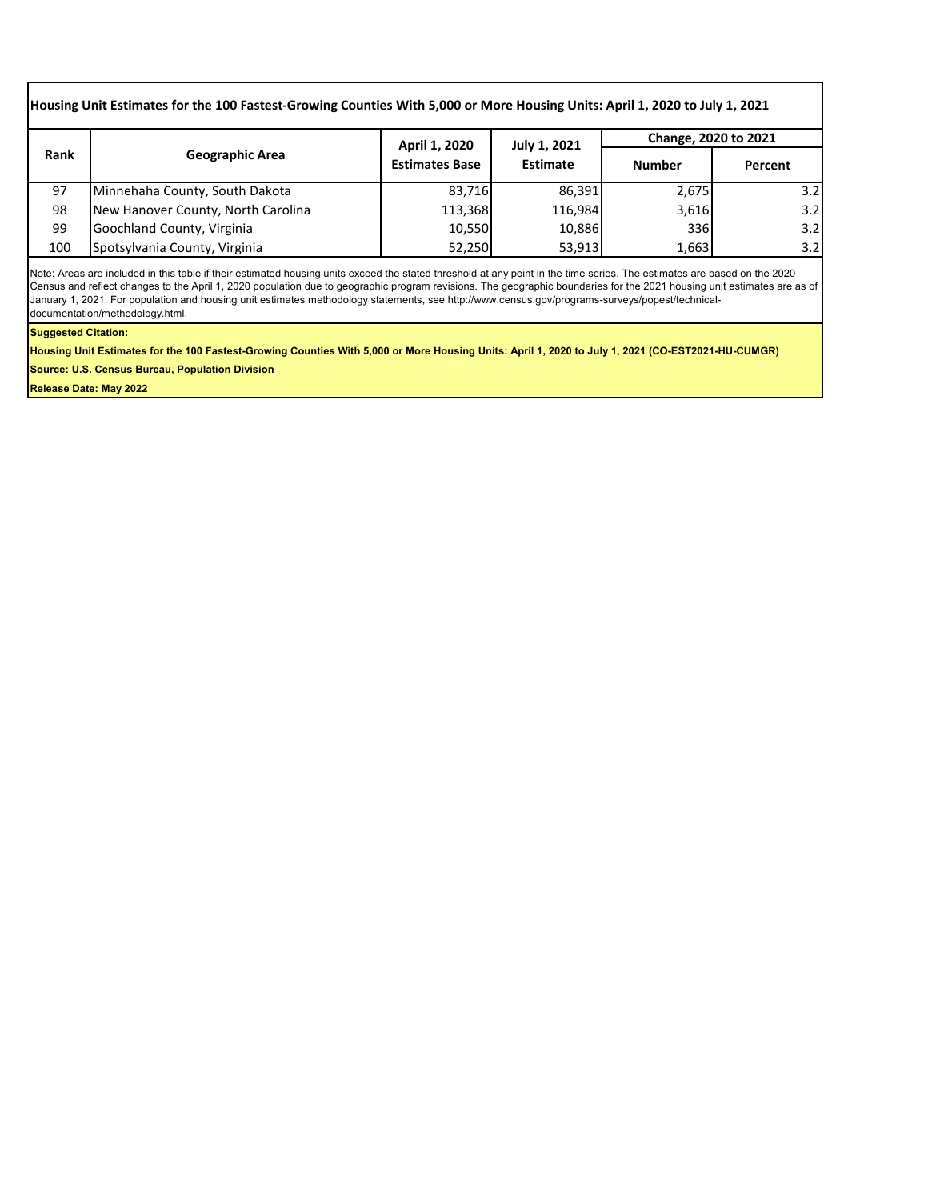**Housing Unit Estimates for the 100 Fastest-Growing Counties With 5,000 or More Housing Units: April 1, 2020 to July 1, 2021**

| Rank | Geographic Area | April 1, 2020 Estimates Base | July 1, 2021 Estimate | Change, 2020 to 2021 | |
|---|---|---|---|---|---|
| | | | | Number | Percent |
| 97 | Minnehaha County, South Dakota | 83,716 | 86,391 | 2,675 | 3.2 |
| 98 | New Hanover County, North Carolina | 113,368 | 116,984 | 3,616 | 3.2 |
| 99 | Goochland County, Virginia | 10,550 | 10,886 | 336 | 3.2 |
| 100 | Spotsylvania County, Virginia | 52,250 | 53,913 | 1,663 | 3.2 |

Note: Areas are included in this table if their estimated housing units exceed the stated threshold at any point in the time series. The estimates are based on the 2020 Census and reflect changes to the April 1, 2020 population due to geographic program revisions. The geographic boundaries for the 2021 housing unit estimates are as of January 1, 2021. For population and housing unit estimates methodology statements, see http://www.census.gov/programs-surveys/popest/technical-documentation/methodology.html.

**Suggested Citation:**

**Housing Unit Estimates for the 100 Fastest-Growing Counties With 5,000 or More Housing Units: April 1, 2020 to July 1, 2021 (CO-EST2021-HU-CUMGR)**

**Source: U.S. Census Bureau, Population Division**

**Release Date: May 2022**